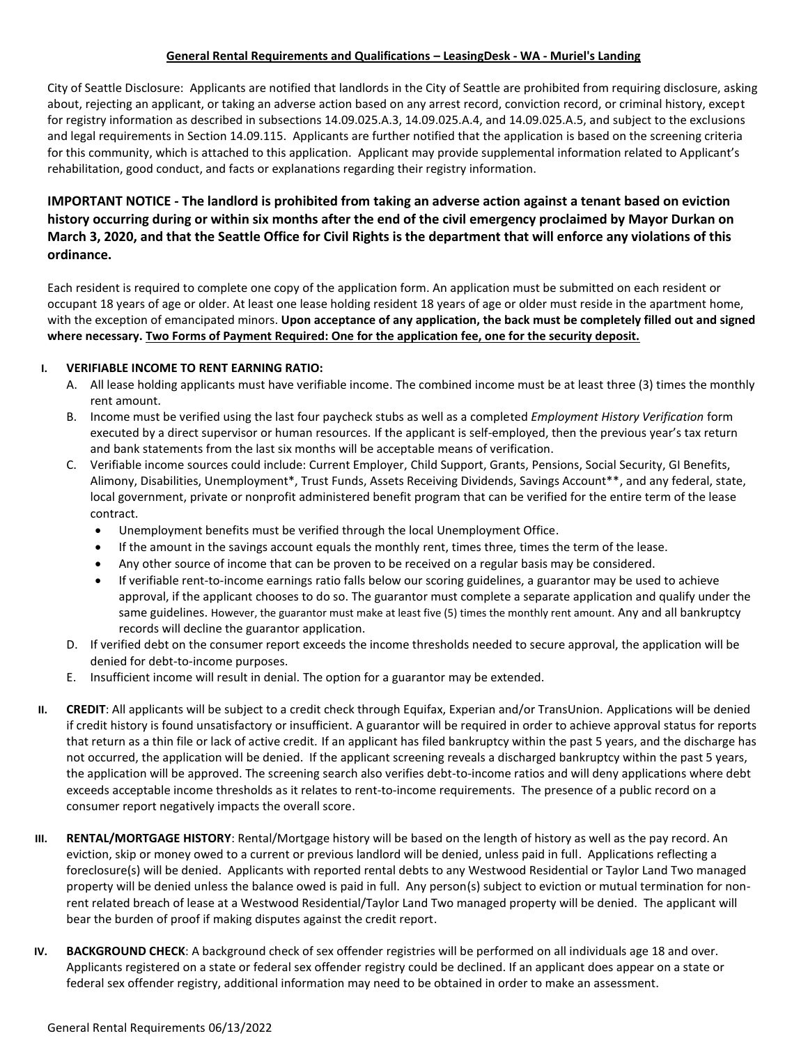# General Rental Requirements and Qualifications – LeasingDesk - WA - Muriel's Landing

City of Seattle Disclosure: Applicants are notified that landlords in the City of Seattle are prohibited from requiring disclosure, asking about, rejecting an applicant, or taking an adverse action based on any arrest record, conviction record, or criminal history, except for registry information as described in subsections 14.09.025.A.3, 14.09.025.A.4, and 14.09.025.A.5, and subject to the exclusions and legal requirements in Section 14.09.115. Applicants are further notified that the application is based on the screening criteria for this community, which is attached to this application. Applicant may provide supplemental information related to Applicant's rehabilitation, good conduct, and facts or explanations regarding their registry information.

**IMPORTANT NOTICE - The landlord is prohibited from taking an adverse action against a tenant based on eviction history occurring during or within six months after the end of the civil emergency proclaimed by Mayor Durkan on March 3, 2020, and that the Seattle Office for Civil Rights is the department that will enforce any violations of this ordinance.**

Each resident is required to complete one copy of the application form. An application must be submitted on each resident or occupant 18 years of age or older. At least one lease holding resident 18 years of age or older must reside in the apartment home, with the exception of emancipated minors. **Upon acceptance of any application, the back must be completely filled out and signed where necessary. <u>Two Forms of Payment Required: One for the application fee, one for the security deposit.</u>**

## I. VERIFIABLE INCOME TO RENT EARNING RATIO:

A. All lease holding applicants must have verifiable income. The combined income must be at least three (3) times the monthly rent amount.

B. Income must be verified using the last four paycheck stubs as well as a completed *Employment History Verification* form executed by a direct supervisor or human resources. If the applicant is self-employed, then the previous year's tax return and bank statements from the last six months will be acceptable means of verification.

C. Verifiable income sources could include: Current Employer, Child Support, Grants, Pensions, Social Security, GI Benefits, Alimony, Disabilities, Unemployment*, Trust Funds, Assets Receiving Dividends, Savings Account**, and any federal, state, local government, private or nonprofit administered benefit program that can be verified for the entire term of the lease contract.
- Unemployment benefits must be verified through the local Unemployment Office.
- If the amount in the savings account equals the monthly rent, times three, times the term of the lease.
- Any other source of income that can be proven to be received on a regular basis may be considered.
- If verifiable rent-to-income earnings ratio falls below our scoring guidelines, a guarantor may be used to achieve approval, if the applicant chooses to do so. The guarantor must complete a separate application and qualify under the same guidelines. However, the guarantor must make at least five (5) times the monthly rent amount. Any and all bankruptcy records will decline the guarantor application.

D. If verified debt on the consumer report exceeds the income thresholds needed to secure approval, the application will be denied for debt-to-income purposes.

E. Insufficient income will result in denial. The option for a guarantor may be extended.

## II. CREDIT

**CREDIT**: All applicants will be subject to a credit check through Equifax, Experian and/or TransUnion. Applications will be denied if credit history is found unsatisfactory or insufficient. A guarantor will be required in order to achieve approval status for reports that return as a thin file or lack of active credit. If an applicant has filed bankruptcy within the past 5 years, and the discharge has not occurred, the application will be denied. If the applicant screening reveals a discharged bankruptcy within the past 5 years, the application will be approved. The screening search also verifies debt-to-income ratios and will deny applications where debt exceeds acceptable income thresholds as it relates to rent-to-income requirements. The presence of a public record on a consumer report negatively impacts the overall score.

## III. RENTAL/MORTGAGE HISTORY

**RENTAL/MORTGAGE HISTORY**: Rental/Mortgage history will be based on the length of history as well as the pay record. An eviction, skip or money owed to a current or previous landlord will be denied, unless paid in full. Applications reflecting a foreclosure(s) will be denied. Applicants with reported rental debts to any Westwood Residential or Taylor Land Two managed property will be denied unless the balance owed is paid in full. Any person(s) subject to eviction or mutual termination for non-rent related breach of lease at a Westwood Residential/Taylor Land Two managed property will be denied. The applicant will bear the burden of proof if making disputes against the credit report.

## IV. BACKGROUND CHECK

**BACKGROUND CHECK**: A background check of sex offender registries will be performed on all individuals age 18 and over. Applicants registered on a state or federal sex offender registry could be declined. If an applicant does appear on a state or federal sex offender registry, additional information may need to be obtained in order to make an assessment.

General Rental Requirements 06/13/2022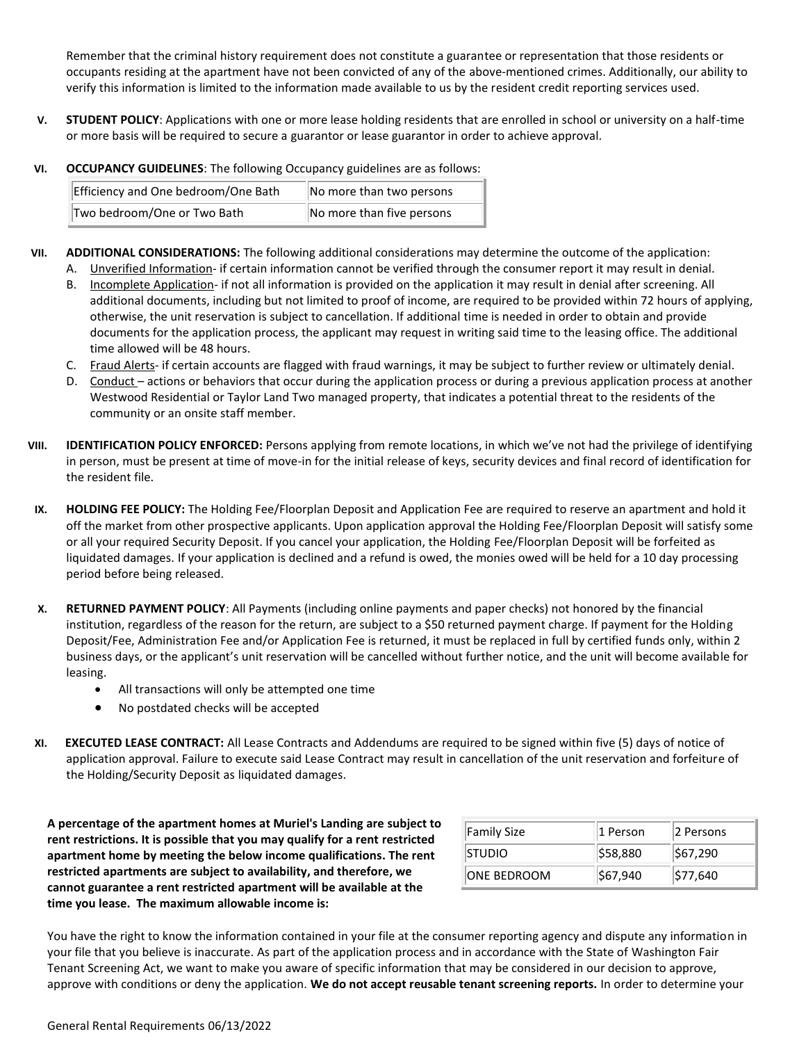Remember that the criminal history requirement does not constitute a guarantee or representation that those residents or occupants residing at the apartment have not been convicted of any of the above-mentioned crimes. Additionally, our ability to verify this information is limited to the information made available to us by the resident credit reporting services used.

V. **STUDENT POLICY**: Applications with one or more lease holding residents that are enrolled in school or university on a half-time or more basis will be required to secure a guarantor or lease guarantor in order to achieve approval.

VI. **OCCUPANCY GUIDELINES**: The following Occupancy guidelines are as follows:

| Efficiency and One bedroom/One Bath | No more than two persons |
|---|---|
| Two bedroom/One or Two Bath | No more than five persons |

VII. **ADDITIONAL CONSIDERATIONS:** The following additional considerations may determine the outcome of the application:

A. Unverified Information- if certain information cannot be verified through the consumer report it may result in denial.
B. Incomplete Application- if not all information is provided on the application it may result in denial after screening. All additional documents, including but not limited to proof of income, are required to be provided within 72 hours of applying, otherwise, the unit reservation is subject to cancellation. If additional time is needed in order to obtain and provide documents for the application process, the applicant may request in writing said time to the leasing office. The additional time allowed will be 48 hours.
C. Fraud Alerts- if certain accounts are flagged with fraud warnings, it may be subject to further review or ultimately denial.
D. Conduct – actions or behaviors that occur during the application process or during a previous application process at another Westwood Residential or Taylor Land Two managed property, that indicates a potential threat to the residents of the community or an onsite staff member.

VIII. **IDENTIFICATION POLICY ENFORCED:** Persons applying from remote locations, in which we've not had the privilege of identifying in person, must be present at time of move-in for the initial release of keys, security devices and final record of identification for the resident file.

IX. **HOLDING FEE POLICY:** The Holding Fee/Floorplan Deposit and Application Fee are required to reserve an apartment and hold it off the market from other prospective applicants. Upon application approval the Holding Fee/Floorplan Deposit will satisfy some or all your required Security Deposit. If you cancel your application, the Holding Fee/Floorplan Deposit will be forfeited as liquidated damages. If your application is declined and a refund is owed, the monies owed will be held for a 10 day processing period before being released.

X. **RETURNED PAYMENT POLICY**: All Payments (including online payments and paper checks) not honored by the financial institution, regardless of the reason for the return, are subject to a $50 returned payment charge. If payment for the Holding Deposit/Fee, Administration Fee and/or Application Fee is returned, it must be replaced in full by certified funds only, within 2 business days, or the applicant's unit reservation will be cancelled without further notice, and the unit will become available for leasing.

- All transactions will only be attempted one time
- No postdated checks will be accepted

XI. **EXECUTED LEASE CONTRACT:** All Lease Contracts and Addendums are required to be signed within five (5) days of notice of application approval. Failure to execute said Lease Contract may result in cancellation of the unit reservation and forfeiture of the Holding/Security Deposit as liquidated damages.

**A percentage of the apartment homes at Muriel's Landing are subject to rent restrictions. It is possible that you may qualify for a rent restricted apartment home by meeting the below income qualifications. The rent restricted apartments are subject to availability, and therefore, we cannot guarantee a rent restricted apartment will be available at the time you lease. The maximum allowable income is:**

| Family Size | 1 Person | 2 Persons |
|---|---|---|
| STUDIO | $58,880 | $67,290 |
| ONE BEDROOM | $67,940 | $77,640 |

You have the right to know the information contained in your file at the consumer reporting agency and dispute any information in your file that you believe is inaccurate. As part of the application process and in accordance with the State of Washington Fair Tenant Screening Act, we want to make you aware of specific information that may be considered in our decision to approve, approve with conditions or deny the application. **We do not accept reusable tenant screening reports.** In order to determine your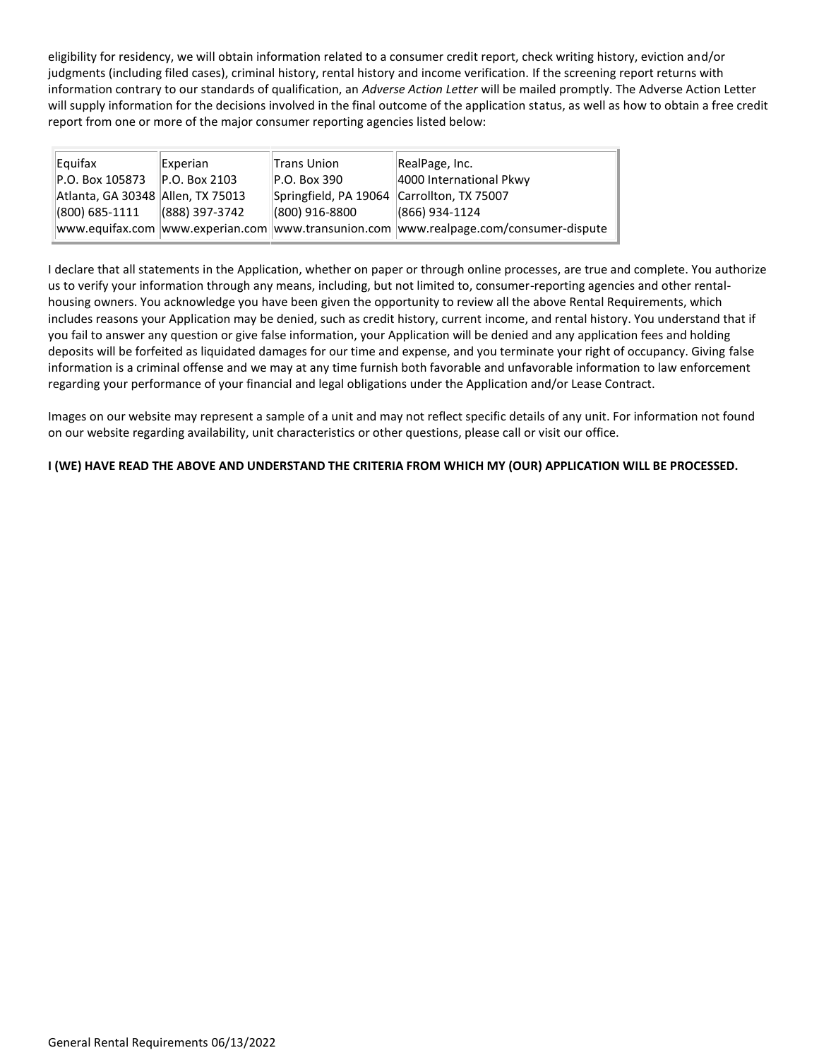eligibility for residency, we will obtain information related to a consumer credit report, check writing history, eviction and/or judgments (including filed cases), criminal history, rental history and income verification. If the screening report returns with information contrary to our standards of qualification, an *Adverse Action Letter* will be mailed promptly. The Adverse Action Letter will supply information for the decisions involved in the final outcome of the application status, as well as how to obtain a free credit report from one or more of the major consumer reporting agencies listed below:

| | | | |
|---|---|---|---|
| Equifax<br>P.O. Box 105873<br>Atlanta, GA 30348<br>(800) 685-1111<br>www.equifax.com | Experian<br>P.O. Box 2103<br>Allen, TX 75013<br>(888) 397-3742<br>www.experian.com | Trans Union<br>P.O. Box 390<br>Springfield, PA 19064<br>(800) 916-8800<br>www.transunion.com | RealPage, Inc.<br>4000 International Pkwy<br>Carrollton, TX 75007<br>(866) 934-1124<br>www.realpage.com/consumer-dispute |

I declare that all statements in the Application, whether on paper or through online processes, are true and complete. You authorize us to verify your information through any means, including, but not limited to, consumer-reporting agencies and other rental-housing owners. You acknowledge you have been given the opportunity to review all the above Rental Requirements, which includes reasons your Application may be denied, such as credit history, current income, and rental history. You understand that if you fail to answer any question or give false information, your Application will be denied and any application fees and holding deposits will be forfeited as liquidated damages for our time and expense, and you terminate your right of occupancy. Giving false information is a criminal offense and we may at any time furnish both favorable and unfavorable information to law enforcement regarding your performance of your financial and legal obligations under the Application and/or Lease Contract.

Images on our website may represent a sample of a unit and may not reflect specific details of any unit. For information not found on our website regarding availability, unit characteristics or other questions, please call or visit our office.

**I (WE) HAVE READ THE ABOVE AND UNDERSTAND THE CRITERIA FROM WHICH MY (OUR) APPLICATION WILL BE PROCESSED.**